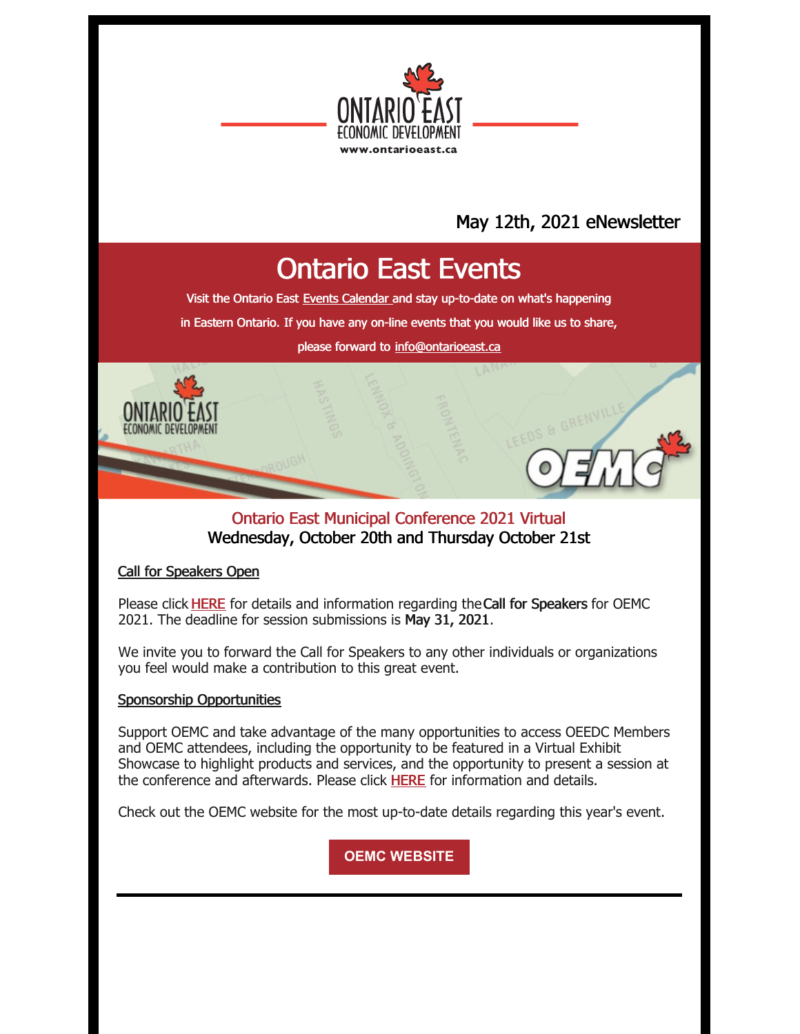ONTARIO EAST ECONOMIC DEVELOPMENT
www.ontarioeast.ca

May 12th, 2021 eNewsletter

# Ontario East Events

Visit the Ontario East Events Calendar and stay up-to-date on what's happening in Eastern Ontario. If you have any on-line events that you would like us to share, please forward to info@ontarioeast.ca

## Ontario East Municipal Conference 2021 Virtual

**Wednesday, October 20th and Thursday October 21st**

Call for Speakers Open

Please click HERE for details and information regarding the **Call for Speakers** for OEMC 2021. The deadline for session submissions is **May 31, 2021**.

We invite you to forward the Call for Speakers to any other individuals or organizations you feel would make a contribution to this great event.

Sponsorship Opportunities

Support OEMC and take advantage of the many opportunities to access OEEDC Members and OEMC attendees, including the opportunity to be featured in a Virtual Exhibit Showcase to highlight products and services, and the opportunity to present a session at the conference and afterwards. Please click HERE for information and details.

Check out the OEMC website for the most up-to-date details regarding this year's event.

**OEMC WEBSITE**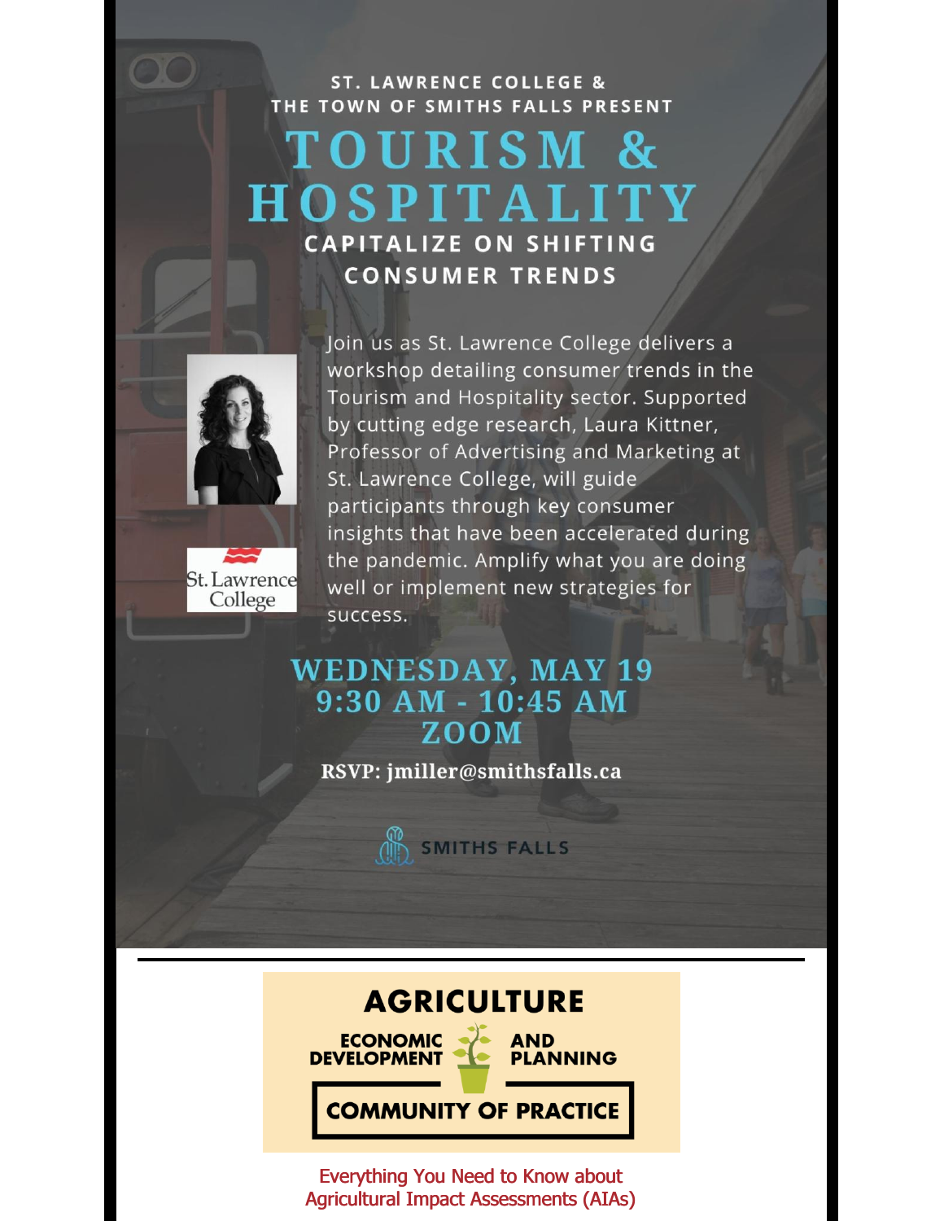ST. LAWRENCE COLLEGE & THE TOWN OF SMITHS FALLS PRESENT

# TOURISM & HOSPITALITY

## CAPITALIZE ON SHIFTING CONSUMER TRENDS

Join us as St. Lawrence College delivers a workshop detailing consumer trends in the Tourism and Hospitality sector. Supported by cutting edge research, Laura Kittner, Professor of Advertising and Marketing at St. Lawrence College, will guide participants through key consumer insights that have been accelerated during the pandemic. Amplify what you are doing well or implement new strategies for success.

St. Lawrence College

**WEDNESDAY, MAY 19**
**9:30 AM - 10:45 AM**
**ZOOM**

**RSVP: jmiller@smithsfalls.ca**

SMITHS FALLS

---

**AGRICULTURE**
**ECONOMIC DEVELOPMENT AND PLANNING**
**COMMUNITY OF PRACTICE**

Everything You Need to Know about Agricultural Impact Assessments (AIAs)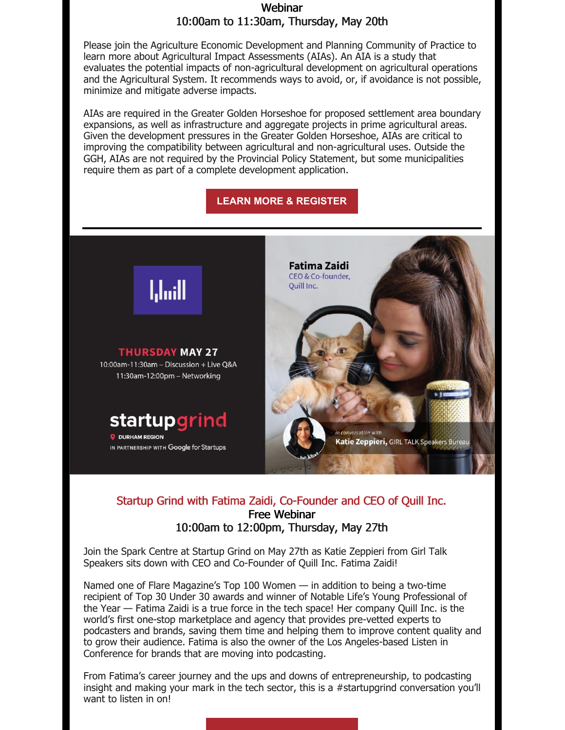Webinar

10:00am to 11:30am, Thursday, May 20th

Please join the Agriculture Economic Development and Planning Community of Practice to learn more about Agricultural Impact Assessments (AIAs). An AIA is a study that evaluates the potential impacts of non-agricultural development on agricultural operations and the Agricultural System. It recommends ways to avoid, or, if avoidance is not possible, minimize and mitigate adverse impacts.

AIAs are required in the Greater Golden Horseshoe for proposed settlement area boundary expansions, as well as infrastructure and aggregate projects in prime agricultural areas. Given the development pressures in the Greater Golden Horseshoe, AIAs are critical to improving the compatibility between agricultural and non-agricultural uses. Outside the GGH, AIAs are not required by the Provincial Policy Statement, but some municipalities require them as part of a complete development application.

**LEARN MORE & REGISTER**

---

THURSDAY MAY 27

10:00am-11:30am – Discussion + Live Q&A

11:30am-12:00pm – Networking

startupgrind

DURHAM REGION

IN PARTNERSHIP WITH Google for Startups

Fatima Zaidi

CEO & Co-founder, Quill Inc.

in conversation with

Katie Zeppieri, GIRL TALK Speakers Bureau

## Startup Grind with Fatima Zaidi, Co-Founder and CEO of Quill Inc.

Free Webinar

10:00am to 12:00pm, Thursday, May 27th

Join the Spark Centre at Startup Grind on May 27th as Katie Zeppieri from Girl Talk Speakers sits down with CEO and Co-Founder of Quill Inc. Fatima Zaidi!

Named one of Flare Magazine's Top 100 Women — in addition to being a two-time recipient of Top 30 Under 30 awards and winner of Notable Life's Young Professional of the Year — Fatima Zaidi is a true force in the tech space! Her company Quill Inc. is the world's first one-stop marketplace and agency that provides pre-vetted experts to podcasters and brands, saving them time and helping them to improve content quality and to grow their audience. Fatima is also the owner of the Los Angeles-based Listen in Conference for brands that are moving into podcasting.

From Fatima's career journey and the ups and downs of entrepreneurship, to podcasting insight and making your mark in the tech sector, this is a #startupgrind conversation you'll want to listen in on!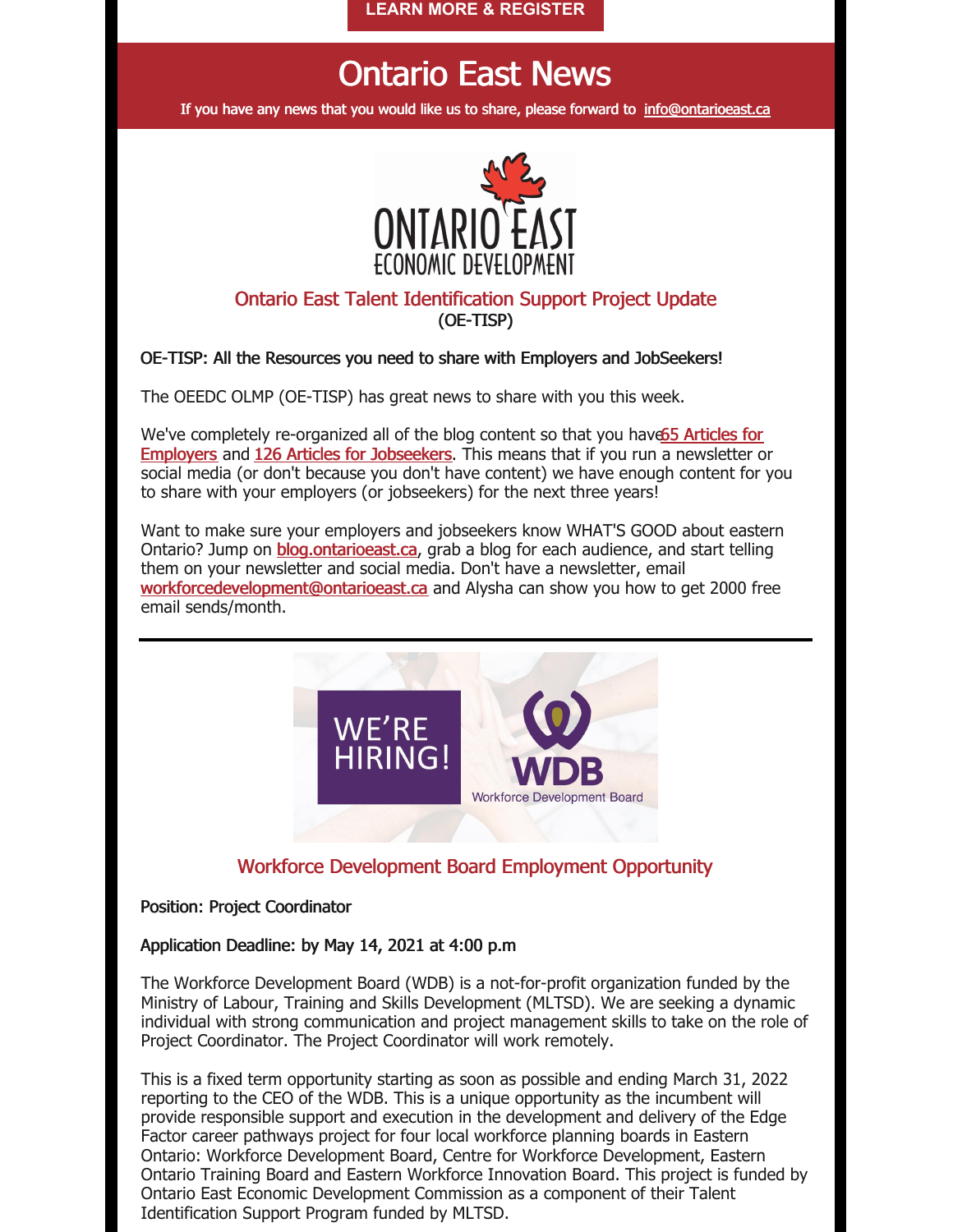LEARN MORE & REGISTER

# Ontario East News

If you have any news that you would like us to share, please forward to info@ontarioeast.ca

## Ontario East Talent Identification Support Project Update

(OE-TISP)

OE-TISP: All the Resources you need to share with Employers and JobSeekers!

The OEEDC OLMP (OE-TISP) has great news to share with you this week.

We've completely re-organized all of the blog content so that you have65 Articles for Employers and 126 Articles for Jobseekers. This means that if you run a newsletter or social media (or don't because you don't have content) we have enough content for you to share with your employers (or jobseekers) for the next three years!

Want to make sure your employers and jobseekers know WHAT'S GOOD about eastern Ontario? Jump on blog.ontarioeast.ca, grab a blog for each audience, and start telling them on your newsletter and social media. Don't have a newsletter, email workforcedevelopment@ontarioeast.ca and Alysha can show you how to get 2000 free email sends/month.

---

## Workforce Development Board Employment Opportunity

Position: Project Coordinator

Application Deadline: by May 14, 2021 at 4:00 p.m

The Workforce Development Board (WDB) is a not-for-profit organization funded by the Ministry of Labour, Training and Skills Development (MLTSD). We are seeking a dynamic individual with strong communication and project management skills to take on the role of Project Coordinator. The Project Coordinator will work remotely.

This is a fixed term opportunity starting as soon as possible and ending March 31, 2022 reporting to the CEO of the WDB. This is a unique opportunity as the incumbent will provide responsible support and execution in the development and delivery of the Edge Factor career pathways project for four local workforce planning boards in Eastern Ontario: Workforce Development Board, Centre for Workforce Development, Eastern Ontario Training Board and Eastern Workforce Innovation Board. This project is funded by Ontario East Economic Development Commission as a component of their Talent Identification Support Program funded by MLTSD.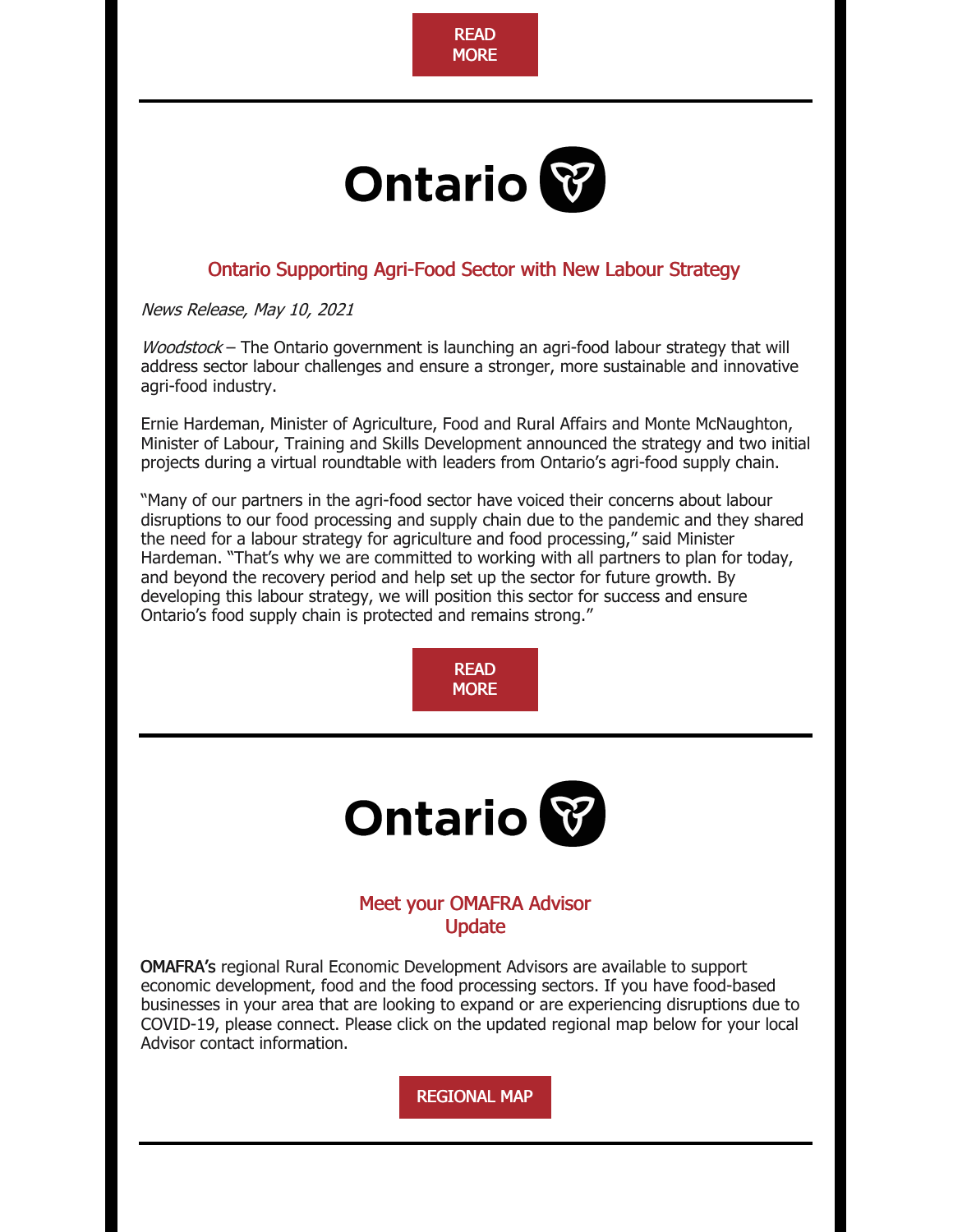READ MORE

---

Ontario

## Ontario Supporting Agri-Food Sector with New Labour Strategy

*News Release, May 10, 2021*

*Woodstock* – The Ontario government is launching an agri-food labour strategy that will address sector labour challenges and ensure a stronger, more sustainable and innovative agri-food industry.

Ernie Hardeman, Minister of Agriculture, Food and Rural Affairs and Monte McNaughton, Minister of Labour, Training and Skills Development announced the strategy and two initial projects during a virtual roundtable with leaders from Ontario's agri-food supply chain.

"Many of our partners in the agri-food sector have voiced their concerns about labour disruptions to our food processing and supply chain due to the pandemic and they shared the need for a labour strategy for agriculture and food processing," said Minister Hardeman. "That's why we are committed to working with all partners to plan for today, and beyond the recovery period and help set up the sector for future growth. By developing this labour strategy, we will position this sector for success and ensure Ontario's food supply chain is protected and remains strong."

READ MORE

---

Ontario

## Meet your OMAFRA Advisor Update

OMAFRA's regional Rural Economic Development Advisors are available to support economic development, food and the food processing sectors. If you have food-based businesses in your area that are looking to expand or are experiencing disruptions due to COVID-19, please connect. Please click on the updated regional map below for your local Advisor contact information.

REGIONAL MAP

---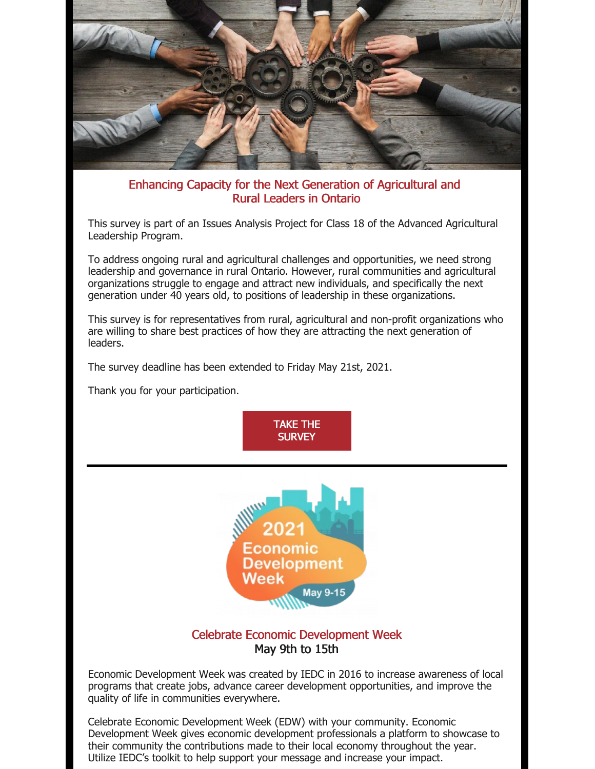## Enhancing Capacity for the Next Generation of Agricultural and Rural Leaders in Ontario

This survey is part of an Issues Analysis Project for Class 18 of the Advanced Agricultural Leadership Program.

To address ongoing rural and agricultural challenges and opportunities, we need strong leadership and governance in rural Ontario. However, rural communities and agricultural organizations struggle to engage and attract new individuals, and specifically the next generation under 40 years old, to positions of leadership in these organizations.

This survey is for representatives from rural, agricultural and non-profit organizations who are willing to share best practices of how they are attracting the next generation of leaders.

The survey deadline has been extended to Friday May 21st, 2021.

Thank you for your participation.

TAKE THE SURVEY

---

## Celebrate Economic Development Week

May 9th to 15th

Economic Development Week was created by IEDC in 2016 to increase awareness of local programs that create jobs, advance career development opportunities, and improve the quality of life in communities everywhere.

Celebrate Economic Development Week (EDW) with your community. Economic Development Week gives economic development professionals a platform to showcase to their community the contributions made to their local economy throughout the year. Utilize IEDC's toolkit to help support your message and increase your impact.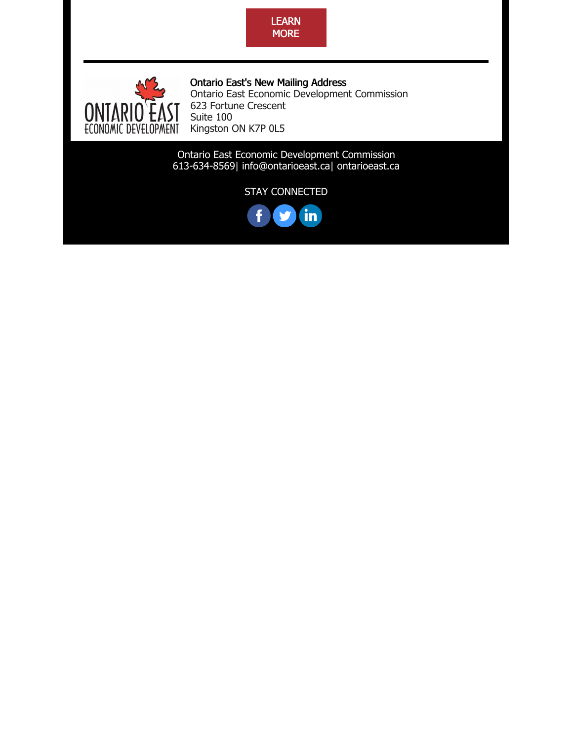LEARN MORE

---

**Ontario East's New Mailing Address**
Ontario East Economic Development Commission
623 Fortune Crescent
Suite 100
Kingston ON K7P 0L5

Ontario East Economic Development Commission
613-634-8569| info@ontarioeast.ca| ontarioeast.ca

STAY CONNECTED